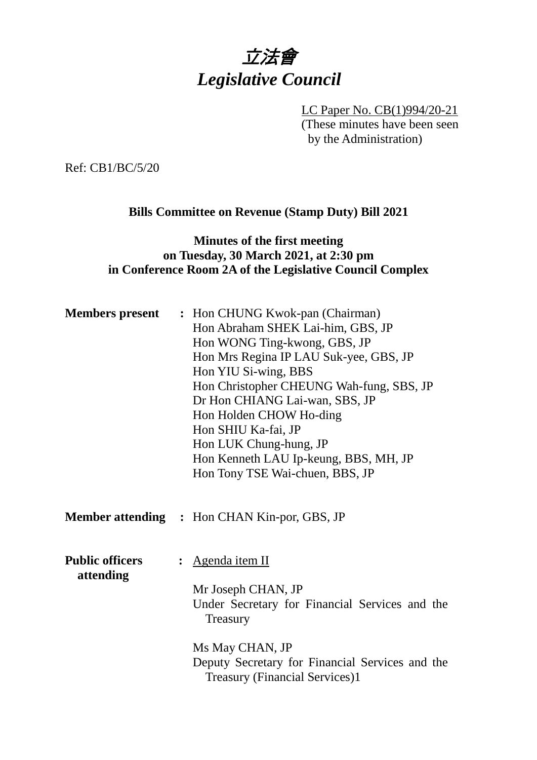# *立法會*
# *Legislative Council*

LC Paper No. CB(1)994/20-21
(These minutes have been seen by the Administration)

Ref: CB1/BC/5/20

**Bills Committee on Revenue (Stamp Duty) Bill 2021**

**Minutes of the first meeting**
**on Tuesday, 30 March 2021, at 2:30 pm**
**in Conference Room 2A of the Legislative Council Complex**

**Members present :** Hon CHUNG Kwok-pan (Chairman)
Hon Abraham SHEK Lai-him, GBS, JP
Hon WONG Ting-kwong, GBS, JP
Hon Mrs Regina IP LAU Suk-yee, GBS, JP
Hon YIU Si-wing, BBS
Hon Christopher CHEUNG Wah-fung, SBS, JP
Dr Hon CHIANG Lai-wan, SBS, JP
Hon Holden CHOW Ho-ding
Hon SHIU Ka-fai, JP
Hon LUK Chung-hung, JP
Hon Kenneth LAU Ip-keung, BBS, MH, JP
Hon Tony TSE Wai-chuen, BBS, JP

**Member attending :** Hon CHAN Kin-por, GBS, JP

**Public officers attending :** Agenda item II

Mr Joseph CHAN, JP
Under Secretary for Financial Services and the Treasury

Ms May CHAN, JP
Deputy Secretary for Financial Services and the Treasury (Financial Services)1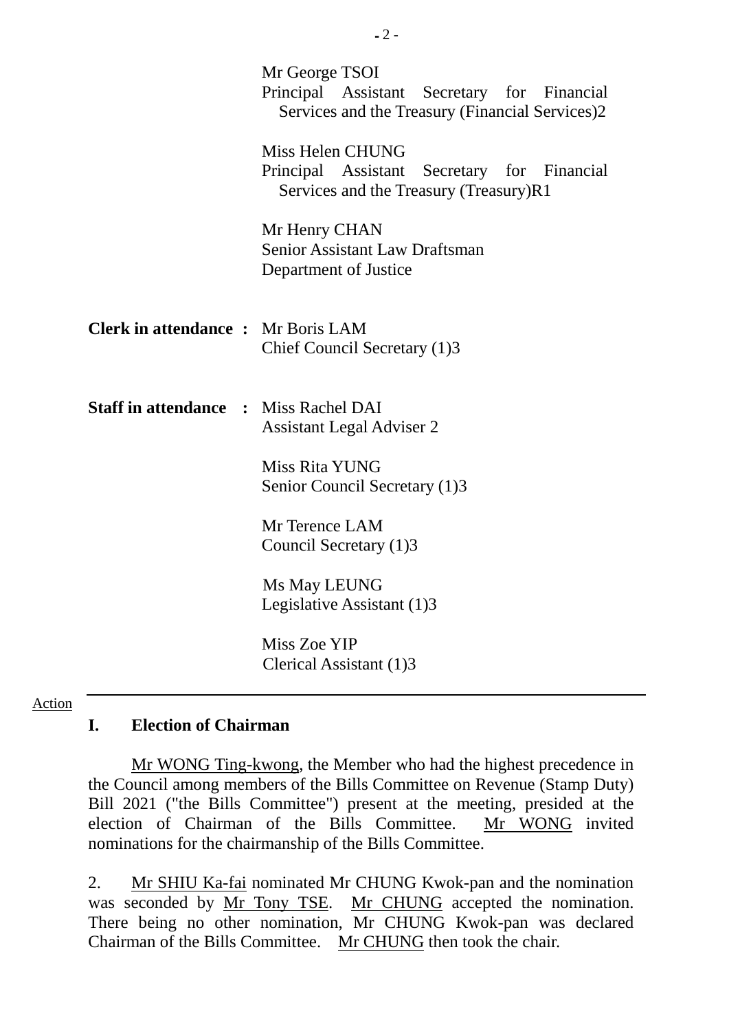Mr George TSOI
Principal Assistant Secretary for Financial Services and the Treasury (Financial Services)2

Miss Helen CHUNG
Principal Assistant Secretary for Financial Services and the Treasury (Treasury)R1

Mr Henry CHAN
Senior Assistant Law Draftsman
Department of Justice

**Clerk in attendance :** Mr Boris LAM
Chief Council Secretary (1)3

**Staff in attendance :** Miss Rachel DAI
Assistant Legal Adviser 2

Miss Rita YUNG
Senior Council Secretary (1)3

Mr Terence LAM
Council Secretary (1)3

Ms May LEUNG
Legislative Assistant (1)3

Miss Zoe YIP
Clerical Assistant (1)3

---

Action

## I. Election of Chairman

Mr WONG Ting-kwong, the Member who had the highest precedence in the Council among members of the Bills Committee on Revenue (Stamp Duty) Bill 2021 ("the Bills Committee") present at the meeting, presided at the election of Chairman of the Bills Committee. Mr WONG invited nominations for the chairmanship of the Bills Committee.

2. Mr SHIU Ka-fai nominated Mr CHUNG Kwok-pan and the nomination was seconded by Mr Tony TSE. Mr CHUNG accepted the nomination. There being no other nomination, Mr CHUNG Kwok-pan was declared Chairman of the Bills Committee. Mr CHUNG then took the chair.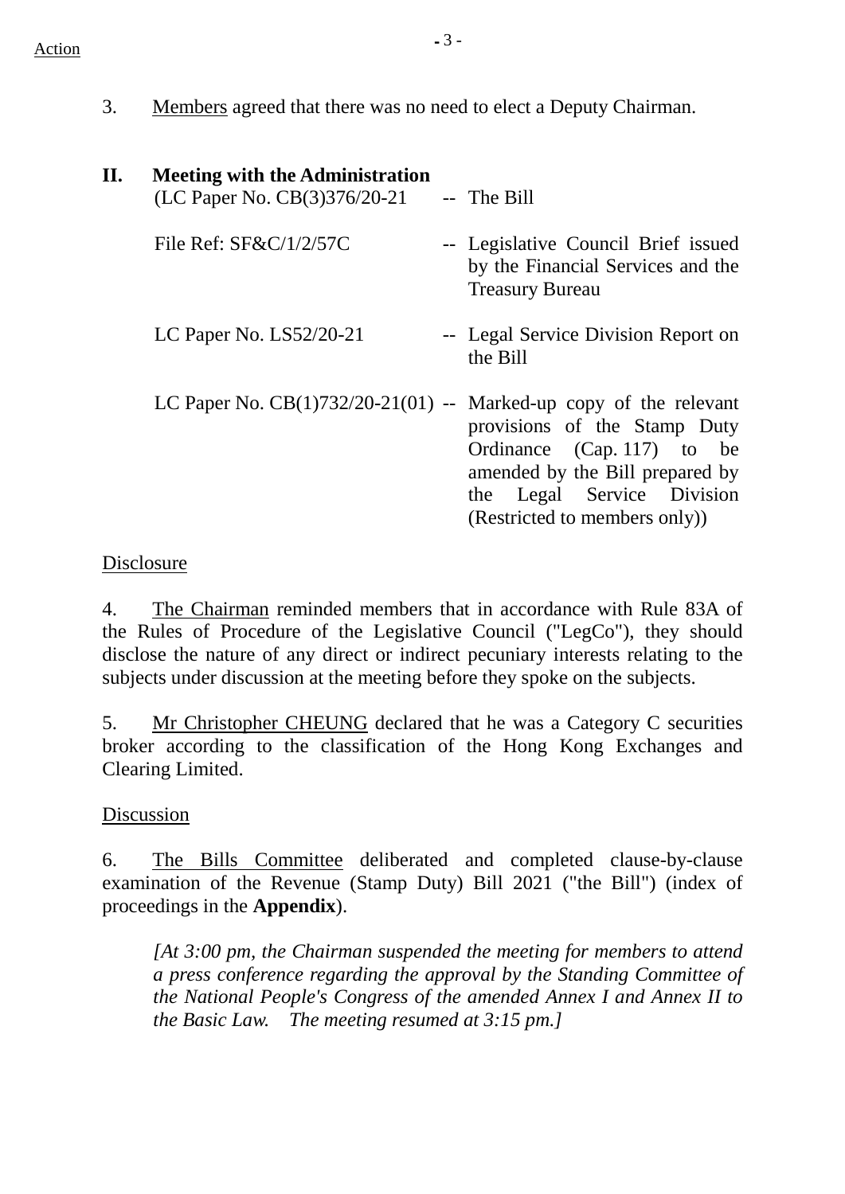3. Members agreed that there was no need to elect a Deputy Chairman.

## II. Meeting with the Administration

| | | |
|---|---|---|
| (LC Paper No. CB(3)376/20-21 | -- | The Bill |
| File Ref: SF&C/1/2/57C | -- | Legislative Council Brief issued by the Financial Services and the Treasury Bureau |
| LC Paper No. LS52/20-21 | -- | Legal Service Division Report on the Bill |
| LC Paper No. CB(1)732/20-21(01) | -- | Marked-up copy of the relevant provisions of the Stamp Duty Ordinance (Cap. 117) to be amended by the Bill prepared by the Legal Service Division (Restricted to members only)) |

Disclosure

4. The Chairman reminded members that in accordance with Rule 83A of the Rules of Procedure of the Legislative Council ("LegCo"), they should disclose the nature of any direct or indirect pecuniary interests relating to the subjects under discussion at the meeting before they spoke on the subjects.

5. Mr Christopher CHEUNG declared that he was a Category C securities broker according to the classification of the Hong Kong Exchanges and Clearing Limited.

Discussion

6. The Bills Committee deliberated and completed clause-by-clause examination of the Revenue (Stamp Duty) Bill 2021 ("the Bill") (index of proceedings in the **Appendix**).

*[At 3:00 pm, the Chairman suspended the meeting for members to attend a press conference regarding the approval by the Standing Committee of the National People's Congress of the amended Annex I and Annex II to the Basic Law. The meeting resumed at 3:15 pm.]*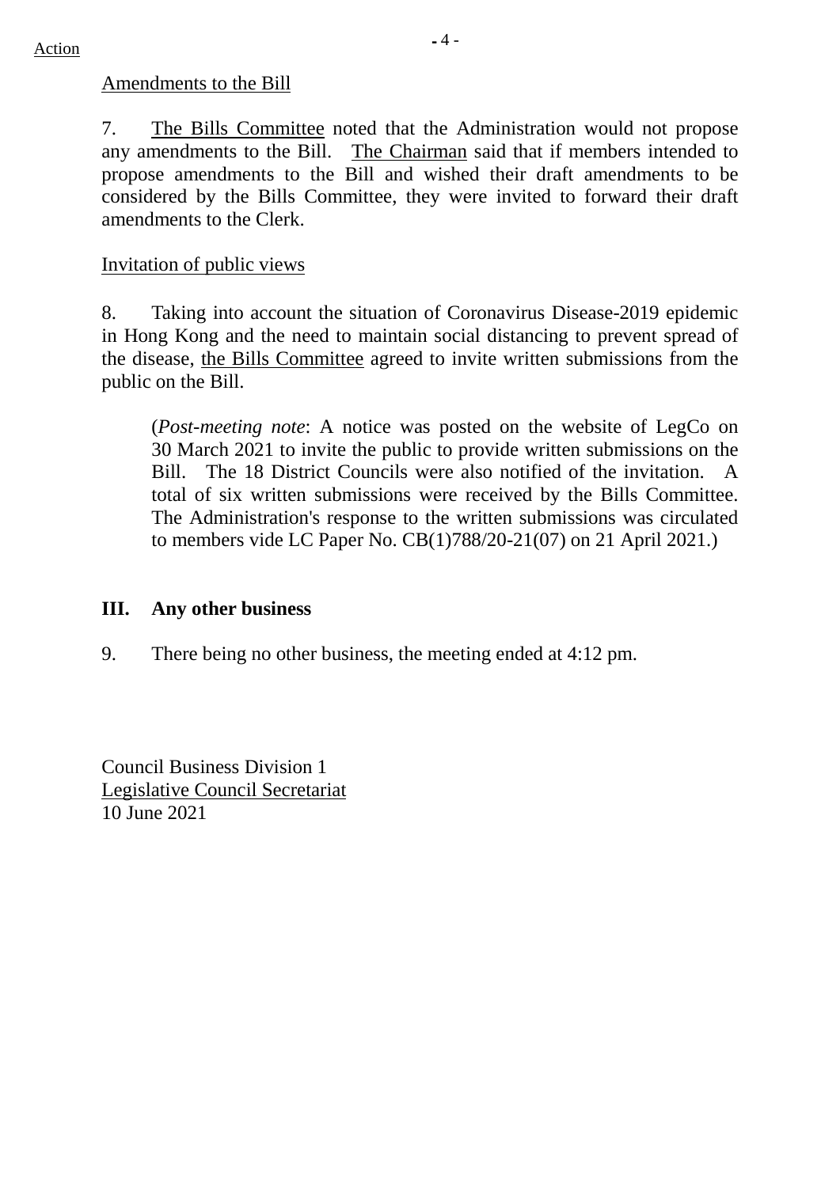Action

Amendments to the Bill

7. The Bills Committee noted that the Administration would not propose any amendments to the Bill. The Chairman said that if members intended to propose amendments to the Bill and wished their draft amendments to be considered by the Bills Committee, they were invited to forward their draft amendments to the Clerk.

Invitation of public views

8. Taking into account the situation of Coronavirus Disease-2019 epidemic in Hong Kong and the need to maintain social distancing to prevent spread of the disease, the Bills Committee agreed to invite written submissions from the public on the Bill.

> (*Post-meeting note*: A notice was posted on the website of LegCo on 30 March 2021 to invite the public to provide written submissions on the Bill. The 18 District Councils were also notified of the invitation. A total of six written submissions were received by the Bills Committee. The Administration's response to the written submissions was circulated to members vide LC Paper No. CB(1)788/20-21(07) on 21 April 2021.)

## III. Any other business

9. There being no other business, the meeting ended at 4:12 pm.

Council Business Division 1
Legislative Council Secretariat
10 June 2021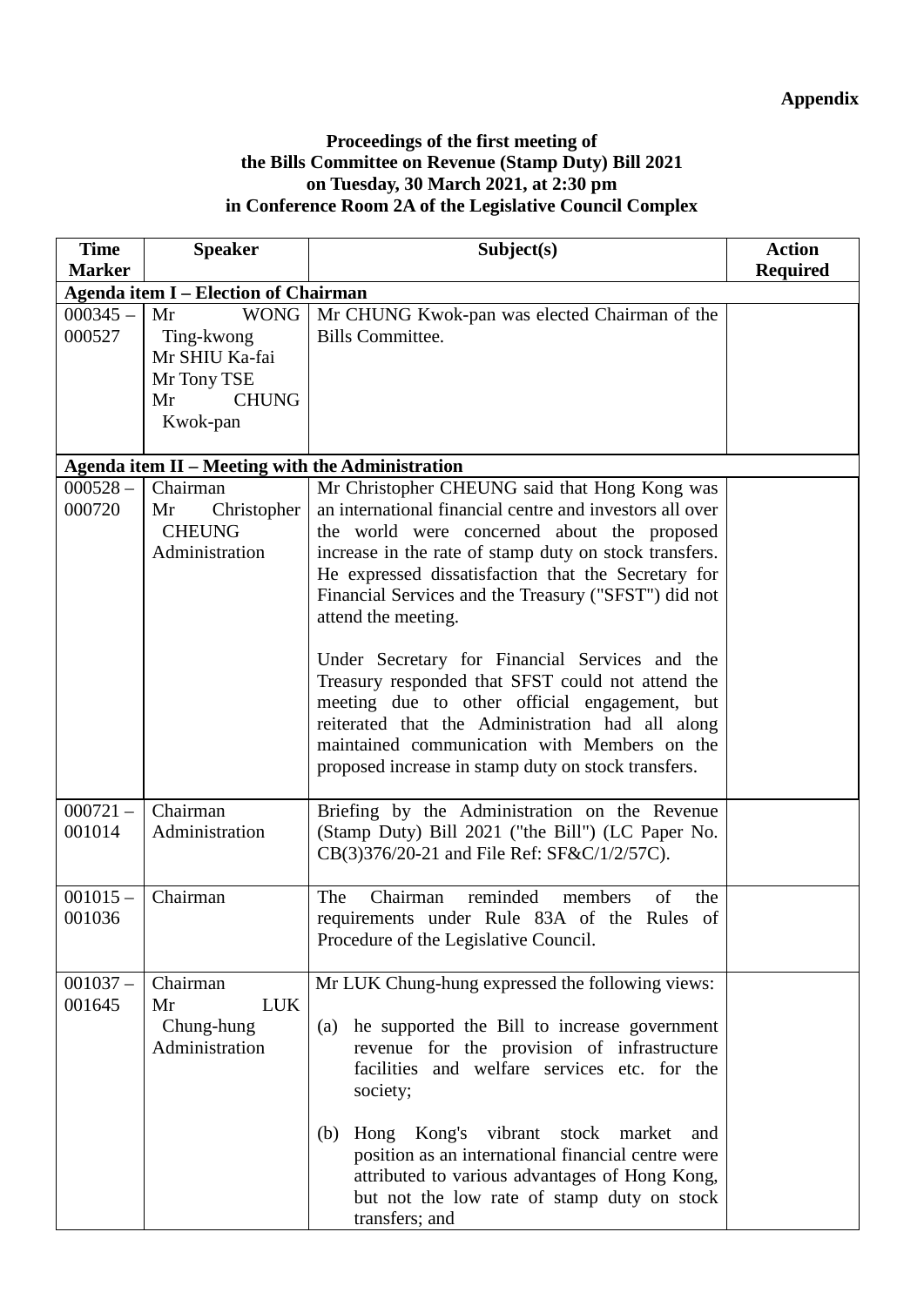**Appendix**

**Proceedings of the first meeting of the Bills Committee on Revenue (Stamp Duty) Bill 2021 on Tuesday, 30 March 2021, at 2:30 pm in Conference Room 2A of the Legislative Council Complex**

| Time Marker | Speaker | Subject(s) | Action Required |
|---|---|---|---|
| **Agenda item I – Election of Chairman** | | | |
| 000345 – 000527 | Mr WONG Ting-kwong<br>Mr SHIU Ka-fai<br>Mr Tony TSE<br>Mr CHUNG Kwok-pan | Mr CHUNG Kwok-pan was elected Chairman of the Bills Committee. | |
| **Agenda item II – Meeting with the Administration** | | | |
| 000528 – 000720 | Chairman<br>Mr Christopher CHEUNG<br>Administration | Mr Christopher CHEUNG said that Hong Kong was an international financial centre and investors all over the world were concerned about the proposed increase in the rate of stamp duty on stock transfers. He expressed dissatisfaction that the Secretary for Financial Services and the Treasury ("SFST") did not attend the meeting.<br><br>Under Secretary for Financial Services and the Treasury responded that SFST could not attend the meeting due to other official engagement, but reiterated that the Administration had all along maintained communication with Members on the proposed increase in stamp duty on stock transfers. | |
| 000721 – 001014 | Chairman<br>Administration | Briefing by the Administration on the Revenue (Stamp Duty) Bill 2021 ("the Bill") (LC Paper No. CB(3)376/20-21 and File Ref: SF&C/1/2/57C). | |
| 001015 – 001036 | Chairman | The Chairman reminded members of the requirements under Rule 83A of the Rules of Procedure of the Legislative Council. | |
| 001037 – 001645 | Chairman<br>Mr LUK Chung-hung<br>Administration | Mr LUK Chung-hung expressed the following views:<br><br>(a) he supported the Bill to increase government revenue for the provision of infrastructure facilities and welfare services etc. for the society;<br><br>(b) Hong Kong's vibrant stock market and position as an international financial centre were attributed to various advantages of Hong Kong, but not the low rate of stamp duty on stock transfers; and | |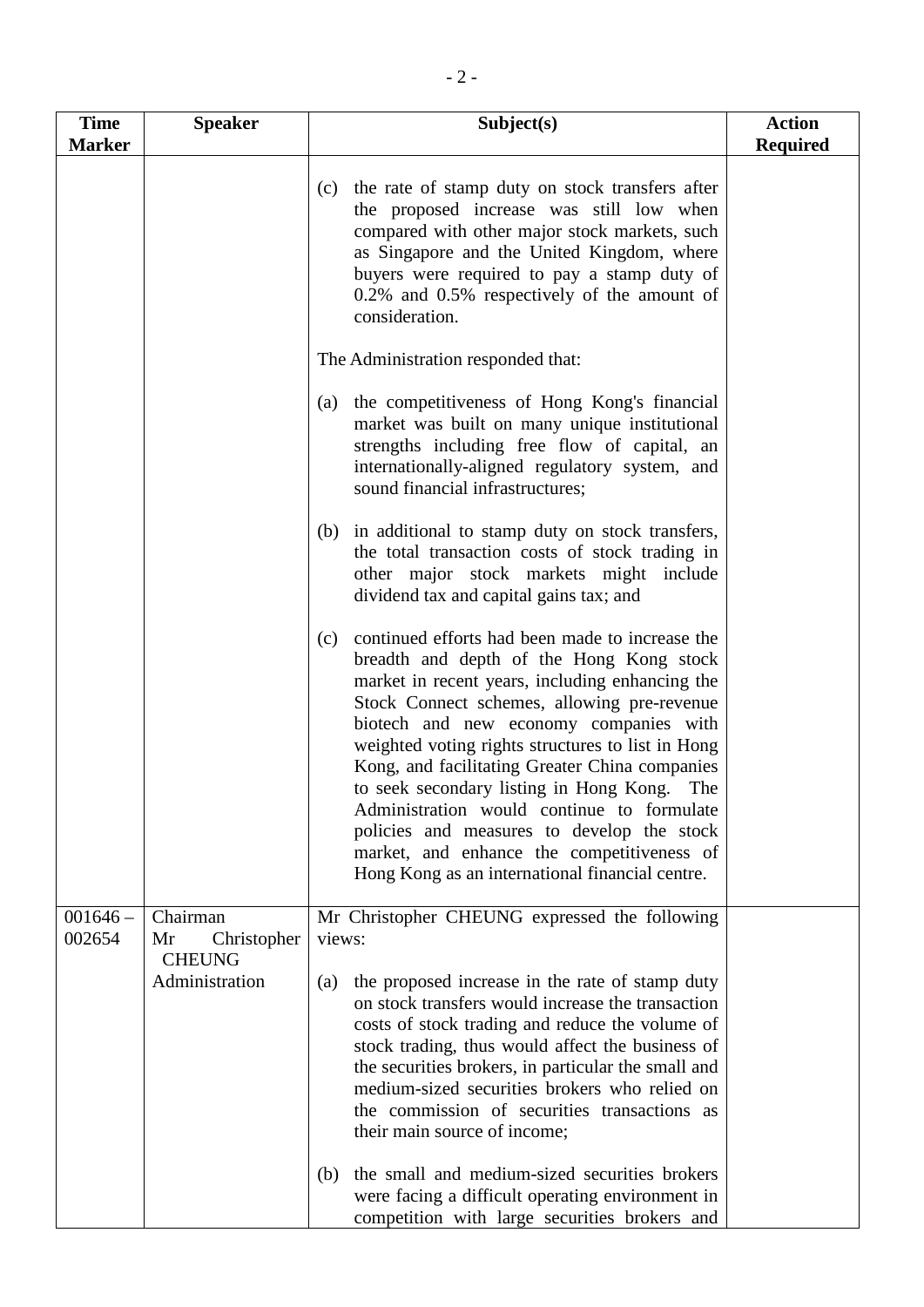| Time Marker | Speaker | Subject(s) | Action Required |
|---|---|---|---|
| | | (c) the rate of stamp duty on stock transfers after the proposed increase was still low when compared with other major stock markets, such as Singapore and the United Kingdom, where buyers were required to pay a stamp duty of 0.2% and 0.5% respectively of the amount of consideration.<br><br>The Administration responded that:<br><br>(a) the competitiveness of Hong Kong's financial market was built on many unique institutional strengths including free flow of capital, an internationally-aligned regulatory system, and sound financial infrastructures;<br><br>(b) in additional to stamp duty on stock transfers, the total transaction costs of stock trading in other major stock markets might include dividend tax and capital gains tax; and<br><br>(c) continued efforts had been made to increase the breadth and depth of the Hong Kong stock market in recent years, including enhancing the Stock Connect schemes, allowing pre-revenue biotech and new economy companies with weighted voting rights structures to list in Hong Kong, and facilitating Greater China companies to seek secondary listing in Hong Kong. The Administration would continue to formulate policies and measures to develop the stock market, and enhance the competitiveness of Hong Kong as an international financial centre. | |
| 001646 – 002654 | Chairman<br>Mr Christopher CHEUNG<br>Administration | Mr Christopher CHEUNG expressed the following views:<br><br>(a) the proposed increase in the rate of stamp duty on stock transfers would increase the transaction costs of stock trading and reduce the volume of stock trading, thus would affect the business of the securities brokers, in particular the small and medium-sized securities brokers who relied on the commission of securities transactions as their main source of income;<br><br>(b) the small and medium-sized securities brokers were facing a difficult operating environment in competition with large securities brokers and | |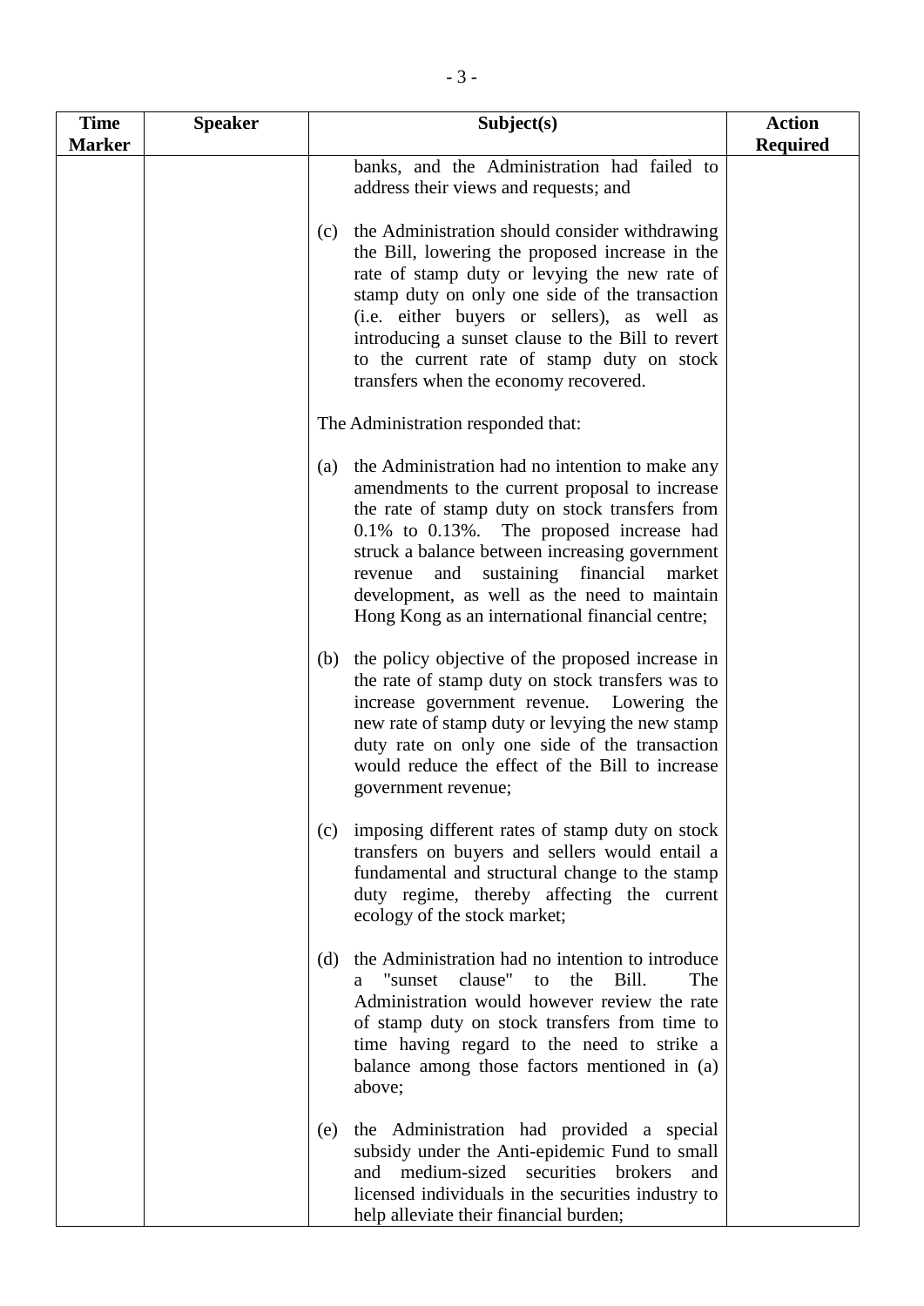| Time Marker | Speaker | Subject(s) | Action Required |
|---|---|---|---|
| | | banks, and the Administration had failed to address their views and requests; and<br><br>(c) the Administration should consider withdrawing the Bill, lowering the proposed increase in the rate of stamp duty or levying the new rate of stamp duty on only one side of the transaction (i.e. either buyers or sellers), as well as introducing a sunset clause to the Bill to revert to the current rate of stamp duty on stock transfers when the economy recovered.<br><br>The Administration responded that:<br><br>(a) the Administration had no intention to make any amendments to the current proposal to increase the rate of stamp duty on stock transfers from 0.1% to 0.13%. The proposed increase had struck a balance between increasing government revenue and sustaining financial market development, as well as the need to maintain Hong Kong as an international financial centre;<br><br>(b) the policy objective of the proposed increase in the rate of stamp duty on stock transfers was to increase government revenue. Lowering the new rate of stamp duty or levying the new stamp duty rate on only one side of the transaction would reduce the effect of the Bill to increase government revenue;<br><br>(c) imposing different rates of stamp duty on stock transfers on buyers and sellers would entail a fundamental and structural change to the stamp duty regime, thereby affecting the current ecology of the stock market;<br><br>(d) the Administration had no intention to introduce a "sunset clause" to the Bill. The Administration would however review the rate of stamp duty on stock transfers from time to time having regard to the need to strike a balance among those factors mentioned in (a) above;<br><br>(e) the Administration had provided a special subsidy under the Anti-epidemic Fund to small and medium-sized securities brokers and licensed individuals in the securities industry to help alleviate their financial burden; | |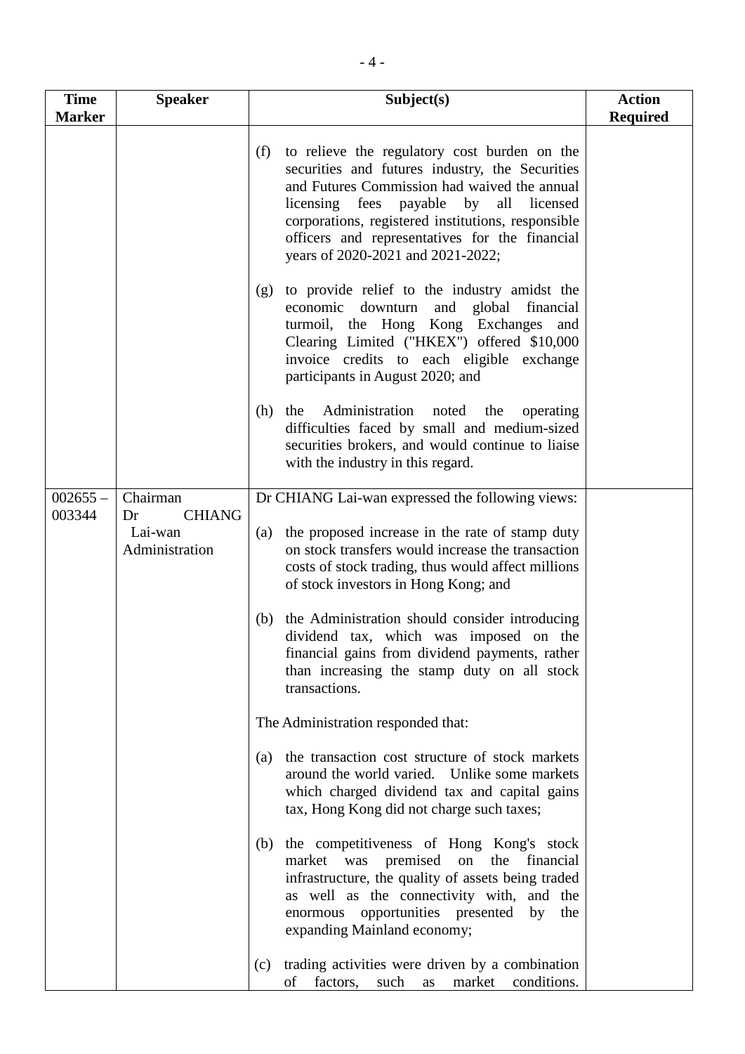| Time Marker | Speaker | Subject(s) | Action Required |
|---|---|---|---|
| | | (f) to relieve the regulatory cost burden on the securities and futures industry, the Securities and Futures Commission had waived the annual licensing fees payable by all licensed corporations, registered institutions, responsible officers and representatives for the financial years of 2020-2021 and 2021-2022;<br><br>(g) to provide relief to the industry amidst the economic downturn and global financial turmoil, the Hong Kong Exchanges and Clearing Limited ("HKEX") offered $10,000 invoice credits to each eligible exchange participants in August 2020; and<br><br>(h) the Administration noted the operating difficulties faced by small and medium-sized securities brokers, and would continue to liaise with the industry in this regard. | |
| 002655 – 003344 | Chairman<br>Dr CHIANG Lai-wan<br>Administration | Dr CHIANG Lai-wan expressed the following views:<br><br>(a) the proposed increase in the rate of stamp duty on stock transfers would increase the transaction costs of stock trading, thus would affect millions of stock investors in Hong Kong; and<br><br>(b) the Administration should consider introducing dividend tax, which was imposed on the financial gains from dividend payments, rather than increasing the stamp duty on all stock transactions.<br><br>The Administration responded that:<br><br>(a) the transaction cost structure of stock markets around the world varied. Unlike some markets which charged dividend tax and capital gains tax, Hong Kong did not charge such taxes;<br><br>(b) the competitiveness of Hong Kong's stock market was premised on the financial infrastructure, the quality of assets being traded as well as the connectivity with, and the enormous opportunities presented by the expanding Mainland economy;<br><br>(c) trading activities were driven by a combination of factors, such as market conditions. | |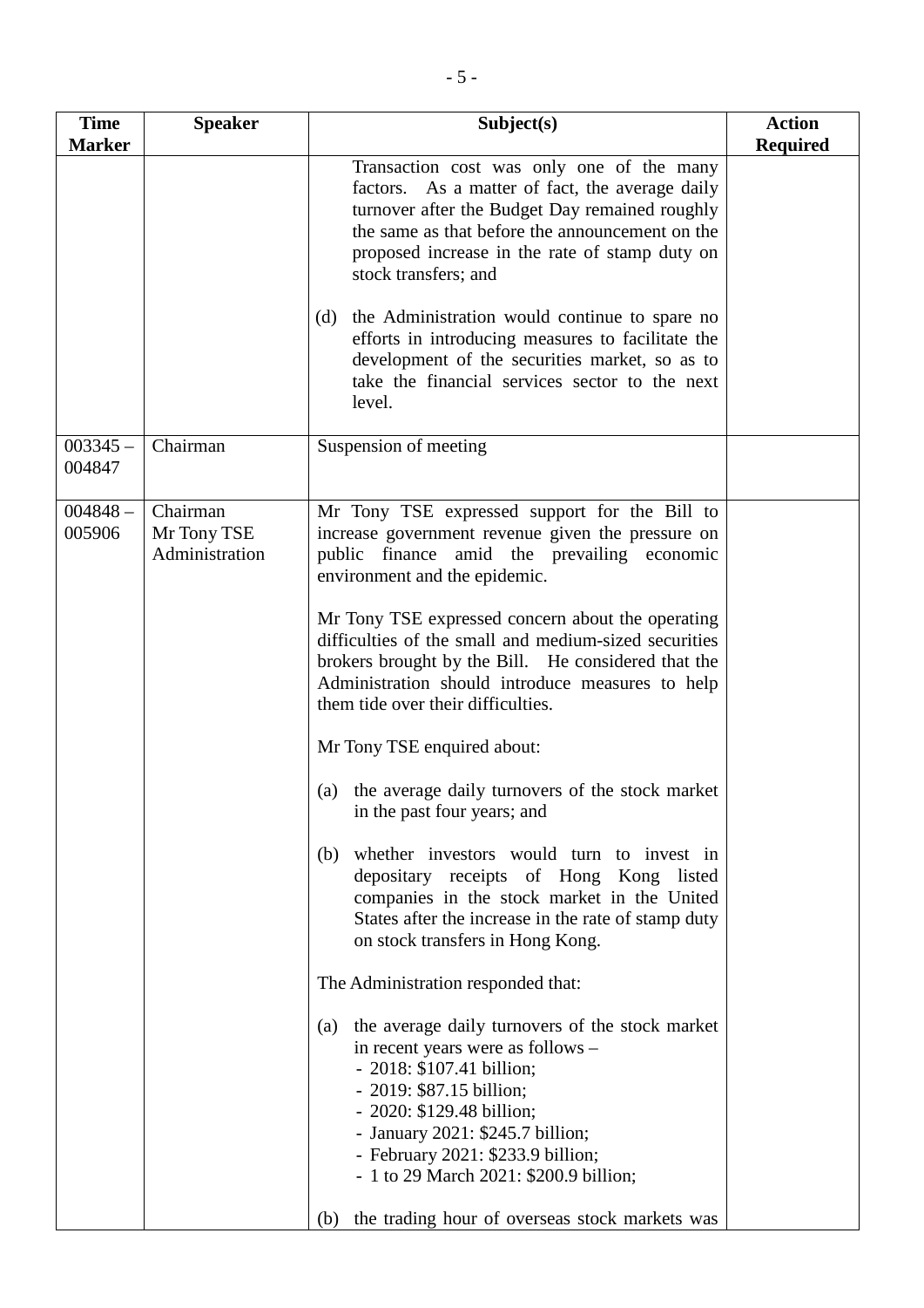| Time Marker | Speaker | Subject(s) | Action Required |
|---|---|---|---|
| | | Transaction cost was only one of the many factors. As a matter of fact, the average daily turnover after the Budget Day remained roughly the same as that before the announcement on the proposed increase in the rate of stamp duty on stock transfers; and<br><br>(d) the Administration would continue to spare no efforts in introducing measures to facilitate the development of the securities market, so as to take the financial services sector to the next level. | |
| 003345 – 004847 | Chairman | Suspension of meeting | |
| 004848 – 005906 | Chairman<br>Mr Tony TSE<br>Administration | Mr Tony TSE expressed support for the Bill to increase government revenue given the pressure on public finance amid the prevailing economic environment and the epidemic.<br><br>Mr Tony TSE expressed concern about the operating difficulties of the small and medium-sized securities brokers brought by the Bill. He considered that the Administration should introduce measures to help them tide over their difficulties.<br><br>Mr Tony TSE enquired about:<br><br>(a) the average daily turnovers of the stock market in the past four years; and<br><br>(b) whether investors would turn to invest in depositary receipts of Hong Kong listed companies in the stock market in the United States after the increase in the rate of stamp duty on stock transfers in Hong Kong.<br><br>The Administration responded that:<br><br>(a) the average daily turnovers of the stock market in recent years were as follows –<br>- 2018: $107.41 billion;<br>- 2019: $87.15 billion;<br>- 2020: $129.48 billion;<br>- January 2021: $245.7 billion;<br>- February 2021: $233.9 billion;<br>- 1 to 29 March 2021: $200.9 billion;<br><br>(b) the trading hour of overseas stock markets was | |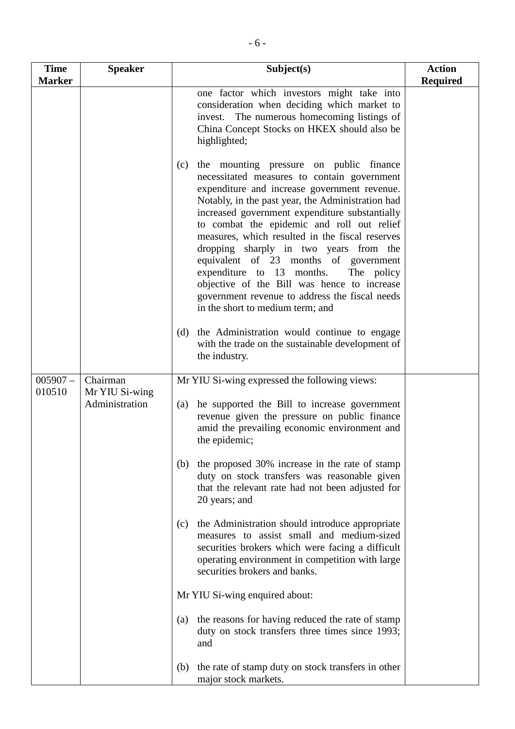| Time Marker | Speaker | Subject(s) | Action Required |
|---|---|---|---|
| | | one factor which investors might take into consideration when deciding which market to invest. The numerous homecoming listings of China Concept Stocks on HKEX should also be highlighted;<br><br>(c) the mounting pressure on public finance necessitated measures to contain government expenditure and increase government revenue. Notably, in the past year, the Administration had increased government expenditure substantially to combat the epidemic and roll out relief measures, which resulted in the fiscal reserves dropping sharply in two years from the equivalent of 23 months of government expenditure to 13 months. The policy objective of the Bill was hence to increase government revenue to address the fiscal needs in the short to medium term; and<br><br>(d) the Administration would continue to engage with the trade on the sustainable development of the industry. | |
| 005907 – 010510 | Chairman<br>Mr YIU Si-wing<br>Administration | Mr YIU Si-wing expressed the following views:<br><br>(a) he supported the Bill to increase government revenue given the pressure on public finance amid the prevailing economic environment and the epidemic;<br><br>(b) the proposed 30% increase in the rate of stamp duty on stock transfers was reasonable given that the relevant rate had not been adjusted for 20 years; and<br><br>(c) the Administration should introduce appropriate measures to assist small and medium-sized securities brokers which were facing a difficult operating environment in competition with large securities brokers and banks.<br><br>Mr YIU Si-wing enquired about:<br><br>(a) the reasons for having reduced the rate of stamp duty on stock transfers three times since 1993; and<br><br>(b) the rate of stamp duty on stock transfers in other major stock markets. | |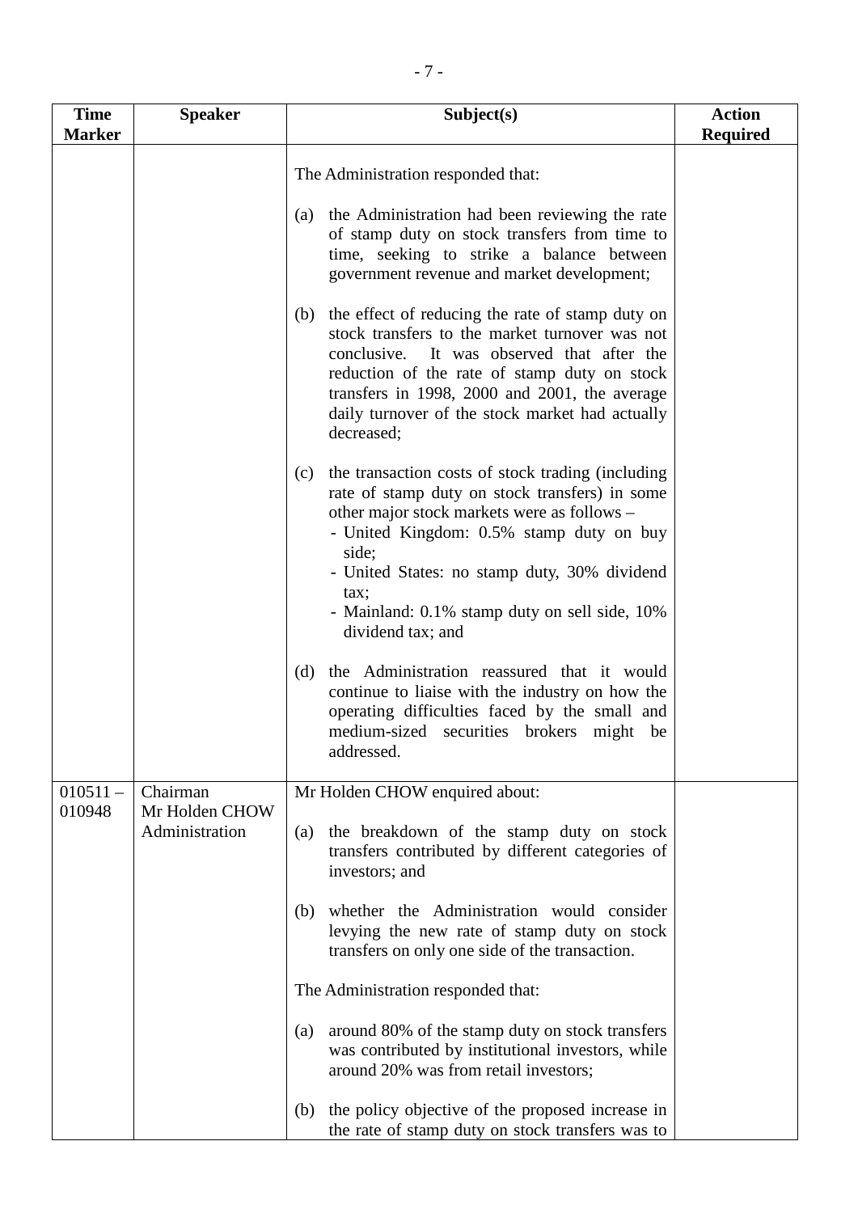| Time Marker | Speaker | Subject(s) | Action Required |
|---|---|---|---|
| | | The Administration responded that:<br><br>(a) the Administration had been reviewing the rate of stamp duty on stock transfers from time to time, seeking to strike a balance between government revenue and market development;<br><br>(b) the effect of reducing the rate of stamp duty on stock transfers to the market turnover was not conclusive. It was observed that after the reduction of the rate of stamp duty on stock transfers in 1998, 2000 and 2001, the average daily turnover of the stock market had actually decreased;<br><br>(c) the transaction costs of stock trading (including rate of stamp duty on stock transfers) in some other major stock markets were as follows –<br>- United Kingdom: 0.5% stamp duty on buy side;<br>- United States: no stamp duty, 30% dividend tax;<br>- Mainland: 0.1% stamp duty on sell side, 10% dividend tax; and<br><br>(d) the Administration reassured that it would continue to liaise with the industry on how the operating difficulties faced by the small and medium-sized securities brokers might be addressed. | |
| 010511 – 010948 | Chairman<br>Mr Holden CHOW<br>Administration | Mr Holden CHOW enquired about:<br><br>(a) the breakdown of the stamp duty on stock transfers contributed by different categories of investors; and<br><br>(b) whether the Administration would consider levying the new rate of stamp duty on stock transfers on only one side of the transaction.<br><br>The Administration responded that:<br><br>(a) around 80% of the stamp duty on stock transfers was contributed by institutional investors, while around 20% was from retail investors;<br><br>(b) the policy objective of the proposed increase in the rate of stamp duty on stock transfers was to | |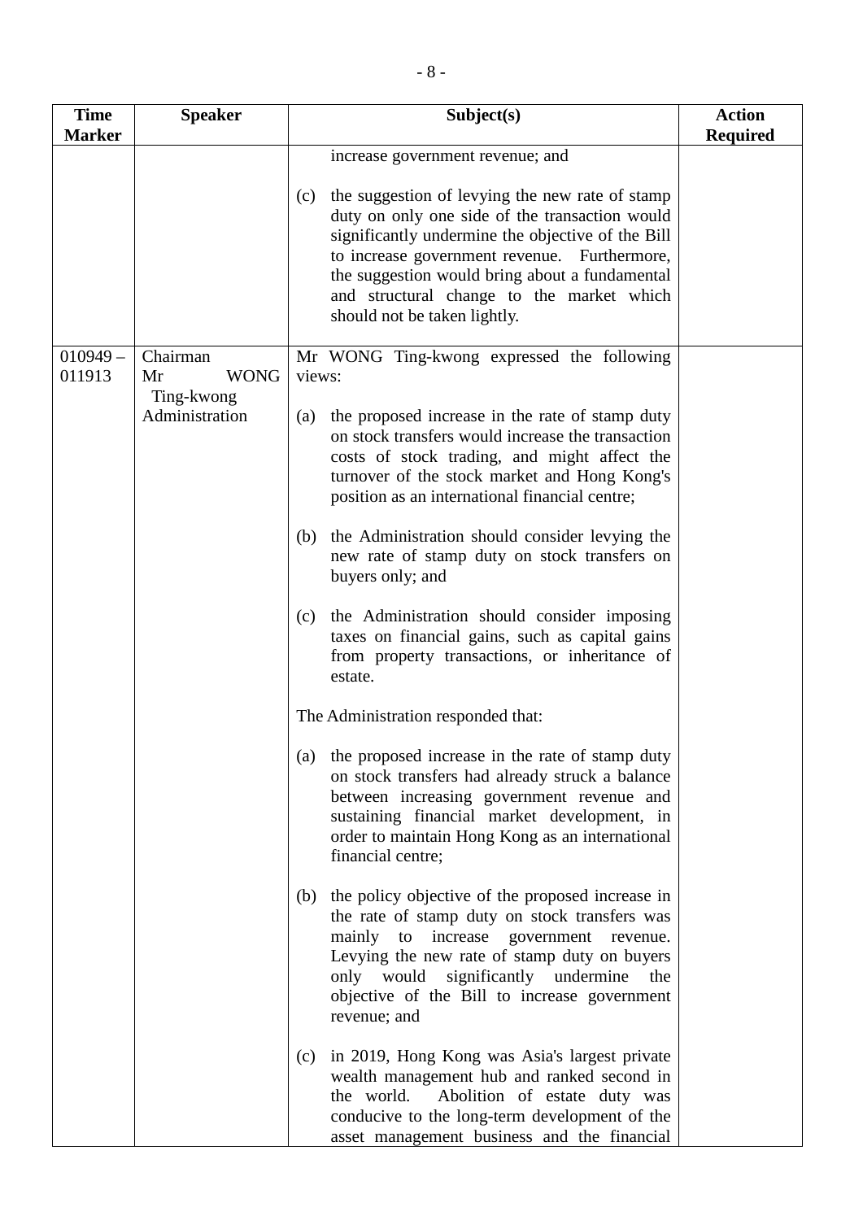| Time Marker | Speaker | Subject(s) | Action Required |
|---|---|---|---|
| | | increase government revenue; and<br><br>(c) the suggestion of levying the new rate of stamp duty on only one side of the transaction would significantly undermine the objective of the Bill to increase government revenue. Furthermore, the suggestion would bring about a fundamental and structural change to the market which should not be taken lightly. | |
| 010949 – 011913 | Chairman<br>Mr WONG Ting-kwong<br>Administration | Mr WONG Ting-kwong expressed the following views:<br><br>(a) the proposed increase in the rate of stamp duty on stock transfers would increase the transaction costs of stock trading, and might affect the turnover of the stock market and Hong Kong's position as an international financial centre;<br><br>(b) the Administration should consider levying the new rate of stamp duty on stock transfers on buyers only; and<br><br>(c) the Administration should consider imposing taxes on financial gains, such as capital gains from property transactions, or inheritance of estate.<br><br>The Administration responded that:<br><br>(a) the proposed increase in the rate of stamp duty on stock transfers had already struck a balance between increasing government revenue and sustaining financial market development, in order to maintain Hong Kong as an international financial centre;<br><br>(b) the policy objective of the proposed increase in the rate of stamp duty on stock transfers was mainly to increase government revenue. Levying the new rate of stamp duty on buyers only would significantly undermine the objective of the Bill to increase government revenue; and<br><br>(c) in 2019, Hong Kong was Asia's largest private wealth management hub and ranked second in the world. Abolition of estate duty was conducive to the long-term development of the asset management business and the financial | |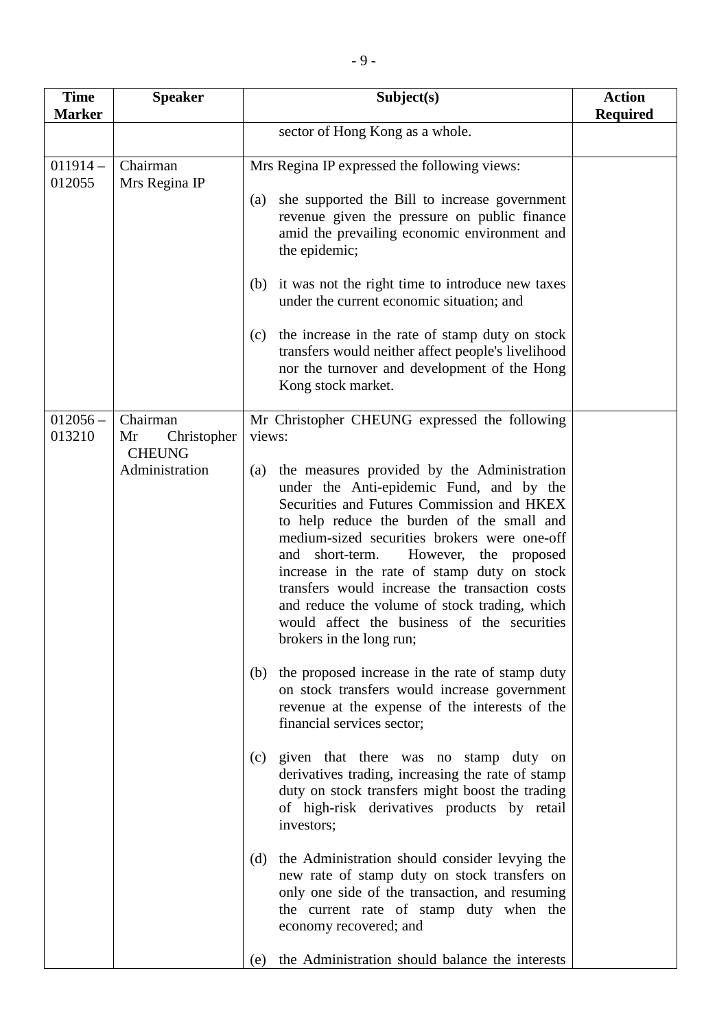| Time Marker | Speaker | Subject(s) | Action Required |
|---|---|---|---|
| | | sector of Hong Kong as a whole. | |
| 011914 – 012055 | Chairman<br>Mrs Regina IP | Mrs Regina IP expressed the following views:<br><br>(a) she supported the Bill to increase government revenue given the pressure on public finance amid the prevailing economic environment and the epidemic;<br><br>(b) it was not the right time to introduce new taxes under the current economic situation; and<br><br>(c) the increase in the rate of stamp duty on stock transfers would neither affect people's livelihood nor the turnover and development of the Hong Kong stock market. | |
| 012056 – 013210 | Chairman<br>Mr Christopher CHEUNG<br>Administration | Mr Christopher CHEUNG expressed the following views:<br><br>(a) the measures provided by the Administration under the Anti-epidemic Fund, and by the Securities and Futures Commission and HKEX to help reduce the burden of the small and medium-sized securities brokers were one-off and short-term. However, the proposed increase in the rate of stamp duty on stock transfers would increase the transaction costs and reduce the volume of stock trading, which would affect the business of the securities brokers in the long run;<br><br>(b) the proposed increase in the rate of stamp duty on stock transfers would increase government revenue at the expense of the interests of the financial services sector;<br><br>(c) given that there was no stamp duty on derivatives trading, increasing the rate of stamp duty on stock transfers might boost the trading of high-risk derivatives products by retail investors;<br><br>(d) the Administration should consider levying the new rate of stamp duty on stock transfers on only one side of the transaction, and resuming the current rate of stamp duty when the economy recovered; and<br><br>(e) the Administration should balance the interests | |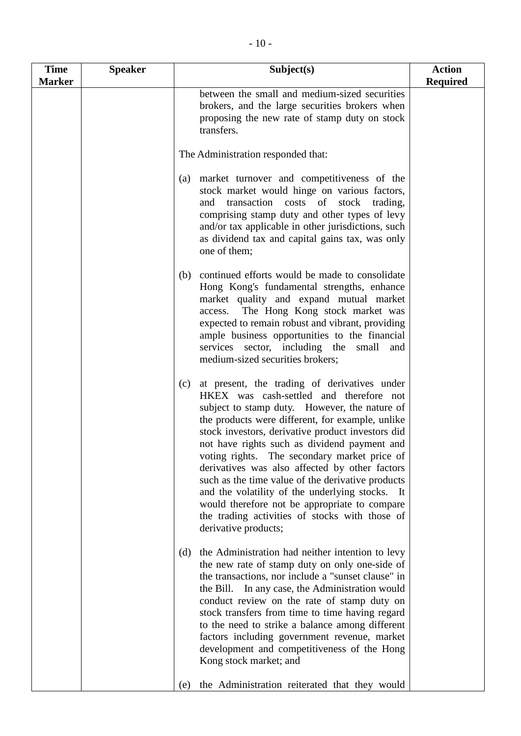| Time Marker | Speaker | Subject(s) | Action Required |
|---|---|---|---|
| | | between the small and medium-sized securities brokers, and the large securities brokers when proposing the new rate of stamp duty on stock transfers.<br><br>The Administration responded that:<br><br>(a) market turnover and competitiveness of the stock market would hinge on various factors, and transaction costs of stock trading, comprising stamp duty and other types of levy and/or tax applicable in other jurisdictions, such as dividend tax and capital gains tax, was only one of them;<br><br>(b) continued efforts would be made to consolidate Hong Kong's fundamental strengths, enhance market quality and expand mutual market access. The Hong Kong stock market was expected to remain robust and vibrant, providing ample business opportunities to the financial services sector, including the small and medium-sized securities brokers;<br><br>(c) at present, the trading of derivatives under HKEX was cash-settled and therefore not subject to stamp duty. However, the nature of the products were different, for example, unlike stock investors, derivative product investors did not have rights such as dividend payment and voting rights. The secondary market price of derivatives was also affected by other factors such as the time value of the derivative products and the volatility of the underlying stocks. It would therefore not be appropriate to compare the trading activities of stocks with those of derivative products;<br><br>(d) the Administration had neither intention to levy the new rate of stamp duty on only one-side of the transactions, nor include a "sunset clause" in the Bill. In any case, the Administration would conduct review on the rate of stamp duty on stock transfers from time to time having regard to the need to strike a balance among different factors including government revenue, market development and competitiveness of the Hong Kong stock market; and<br><br>(e) the Administration reiterated that they would | |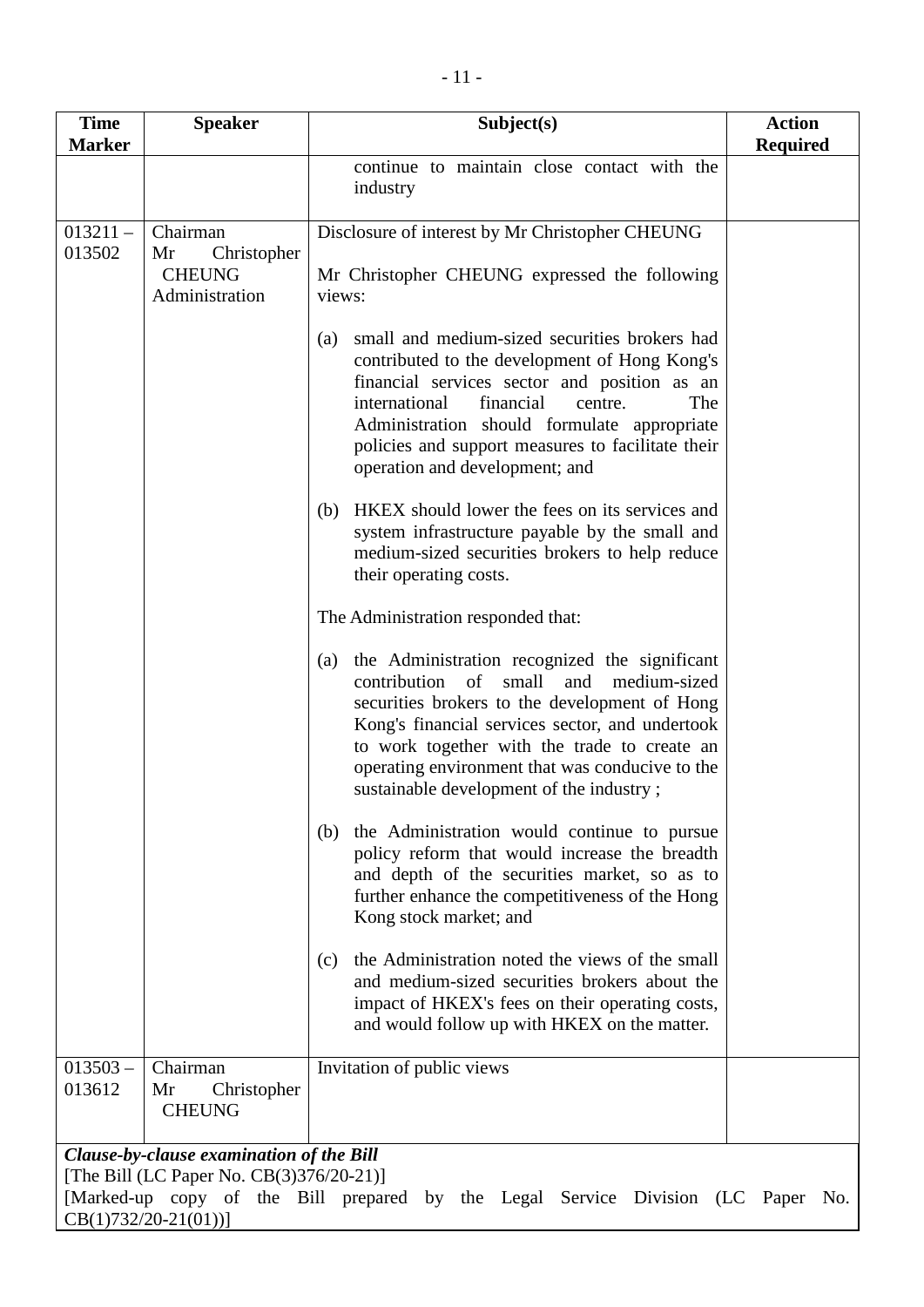| Time Marker | Speaker | Subject(s) | Action Required |
|---|---|---|---|
| | | continue to maintain close contact with the industry | |
| 013211 – 013502 | Chairman<br>Mr Christopher CHEUNG<br>Administration | Disclosure of interest by Mr Christopher CHEUNG<br><br>Mr Christopher CHEUNG expressed the following views:<br><br>(a) small and medium-sized securities brokers had contributed to the development of Hong Kong's financial services sector and position as an international financial centre. The Administration should formulate appropriate policies and support measures to facilitate their operation and development; and<br><br>(b) HKEX should lower the fees on its services and system infrastructure payable by the small and medium-sized securities brokers to help reduce their operating costs.<br><br>The Administration responded that:<br><br>(a) the Administration recognized the significant contribution of small and medium-sized securities brokers to the development of Hong Kong's financial services sector, and undertook to work together with the trade to create an operating environment that was conducive to the sustainable development of the industry ;<br><br>(b) the Administration would continue to pursue policy reform that would increase the breadth and depth of the securities market, so as to further enhance the competitiveness of the Hong Kong stock market; and<br><br>(c) the Administration noted the views of the small and medium-sized securities brokers about the impact of HKEX's fees on their operating costs, and would follow up with HKEX on the matter. | |
| 013503 – 013612 | Chairman<br>Mr Christopher CHEUNG | Invitation of public views | |
| ***Clause-by-clause examination of the Bill***<br>[The Bill (LC Paper No. CB(3)376/20-21)]<br>[Marked-up copy of the Bill prepared by the Legal Service Division (LC Paper No. CB(1)732/20-21(01))] | | | |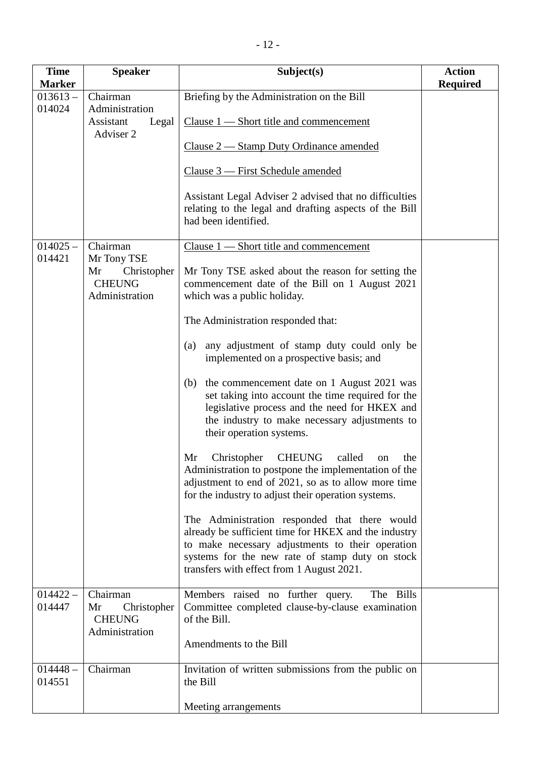| Time Marker | Speaker | Subject(s) | Action Required |
|---|---|---|---|
| 013613 – 014024 | Chairman<br>Administration<br>Assistant Legal Adviser 2 | Briefing by the Administration on the Bill<br><br><u>Clause 1 — Short title and commencement</u><br><br><u>Clause 2 — Stamp Duty Ordinance amended</u><br><br><u>Clause 3 — First Schedule amended</u><br><br>Assistant Legal Adviser 2 advised that no difficulties relating to the legal and drafting aspects of the Bill had been identified. | |
| 014025 – 014421 | Chairman<br>Mr Tony TSE<br>Mr Christopher CHEUNG<br>Administration | <u>Clause 1 — Short title and commencement</u><br><br>Mr Tony TSE asked about the reason for setting the commencement date of the Bill on 1 August 2021 which was a public holiday.<br><br>The Administration responded that:<br><br>(a) any adjustment of stamp duty could only be implemented on a prospective basis; and<br><br>(b) the commencement date on 1 August 2021 was set taking into account the time required for the legislative process and the need for HKEX and the industry to make necessary adjustments to their operation systems.<br><br>Mr Christopher CHEUNG called on the Administration to postpone the implementation of the adjustment to end of 2021, so as to allow more time for the industry to adjust their operation systems.<br><br>The Administration responded that there would already be sufficient time for HKEX and the industry to make necessary adjustments to their operation systems for the new rate of stamp duty on stock transfers with effect from 1 August 2021. | |
| 014422 – 014447 | Chairman<br>Mr Christopher CHEUNG<br>Administration | Members raised no further query. The Bills Committee completed clause-by-clause examination of the Bill.<br><br>Amendments to the Bill | |
| 014448 – 014551 | Chairman | Invitation of written submissions from the public on the Bill<br><br>Meeting arrangements | |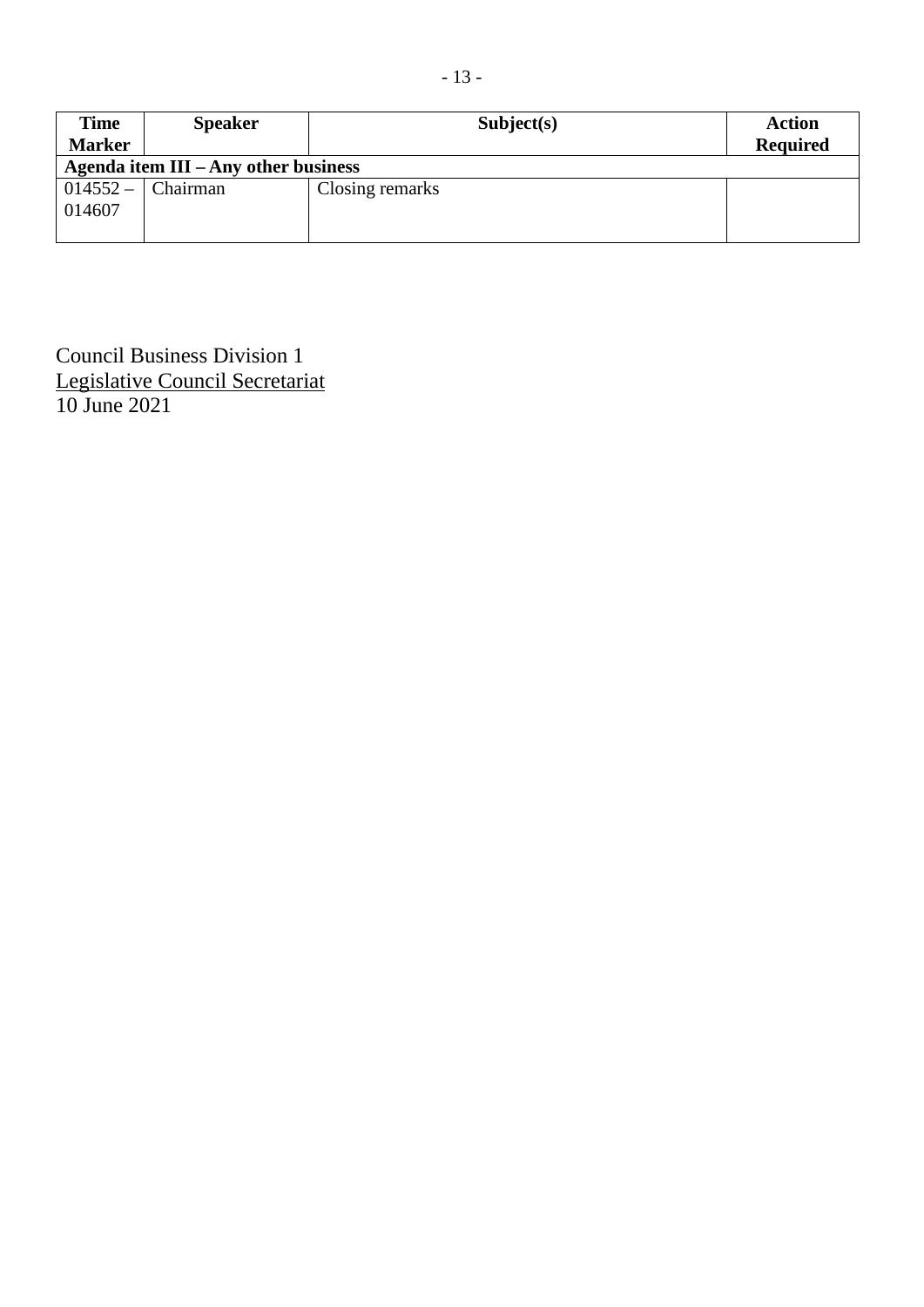| Time Marker | Speaker | Subject(s) | Action Required |
|---|---|---|---|
| **Agenda item III – Any other business** | | | |
| 014552 – 014607 | Chairman | Closing remarks | |

Council Business Division 1
Legislative Council Secretariat
10 June 2021